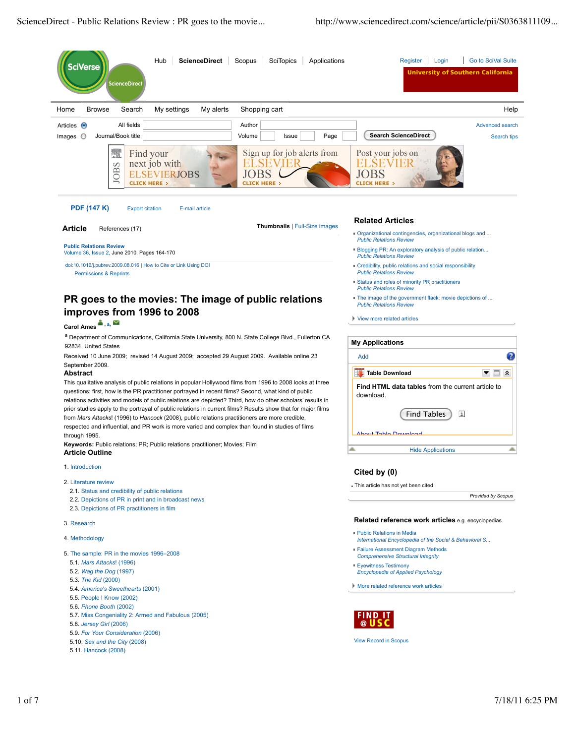**Public Relations Review**
Volume 36, Issue 2, June 2010, Pages 164-170

doi:10.1016/j.pubrev.2009.08.016 | How to Cite or Link Using DOI

# PR goes to the movies: The image of public relations improves from 1996 to 2008

**Carol Ames** [a]

[a] Department of Communications, California State University, 800 N. State College Blvd., Fullerton CA 92834, United States

Received 10 June 2009; revised 14 August 2009; accepted 29 August 2009. Available online 23 September 2009.

## Abstract

This qualitative analysis of public relations in popular Hollywood films from 1996 to 2008 looks at three questions: first, how is the PR practitioner portrayed in recent films? Second, what kind of public relations activities and models of public relations are depicted? Third, how do other scholars' results in prior studies apply to the portrayal of public relations in current films? Results show that for major films from *Mars Attacks!* (1996) to *Hancock* (2008), public relations practitioners are more credible, respected and influential, and PR work is more varied and complex than found in studies of films through 1995.

**Keywords:** Public relations; PR; Public relations practitioner; Movies; Film

## Article Outline

1. Introduction
2. Literature review
   - 2.1. Status and credibility of public relations
   - 2.2. Depictions of PR in print and in broadcast news
   - 2.3. Depictions of PR practitioners in film
3. Research
4. Methodology
5. The sample: PR in the movies 1996–2008
   - 5.1. *Mars Attacks!* (1996)
   - 5.2. *Wag the Dog* (1997)
   - 5.3. *The Kid* (2000)
   - 5.4. *America's Sweethearts* (2001)
   - 5.5. People I Know (2002)
   - 5.6. *Phone Booth* (2002)
   - 5.7. Miss Congeniality 2: Armed and Fabulous (2005)
   - 5.8. *Jersey Girl* (2006)
   - 5.9. *For Your Consideration* (2006)
   - 5.10. *Sex and the City* (2008)
   - 5.11. Hancock (2008)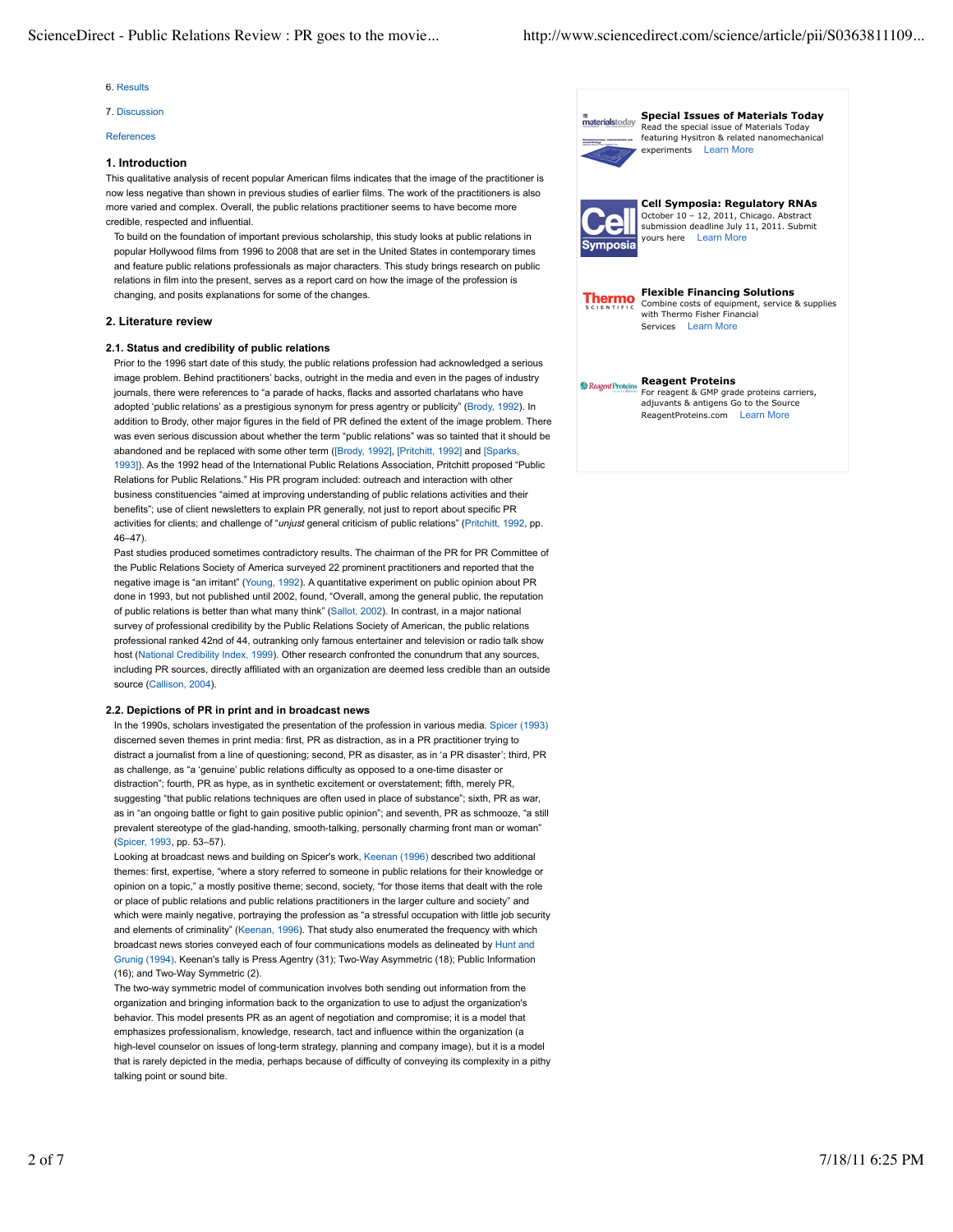6. Results

7. Discussion

References

## 1. Introduction

This qualitative analysis of recent popular American films indicates that the image of the practitioner is now less negative than shown in previous studies of earlier films. The work of the practitioners is also more varied and complex. Overall, the public relations practitioner seems to have become more credible, respected and influential.

To build on the foundation of important previous scholarship, this study looks at public relations in popular Hollywood films from 1996 to 2008 that are set in the United States in contemporary times and feature public relations professionals as major characters. This study brings research on public relations in film into the present, serves as a report card on how the image of the profession is changing, and posits explanations for some of the changes.

## 2. Literature review

### 2.1. Status and credibility of public relations

Prior to the 1996 start date of this study, the public relations profession had acknowledged a serious image problem. Behind practitioners' backs, outright in the media and even in the pages of industry journals, there were references to "a parade of hacks, flacks and assorted charlatans who have adopted 'public relations' as a prestigious synonym for press agentry or publicity" (Brody, 1992). In addition to Brody, other major figures in the field of PR defined the extent of the image problem. There was even serious discussion about whether the term "public relations" was so tainted that it should be abandoned and be replaced with some other term ([Brody, 1992], [Pritchitt, 1992] and [Sparks, 1993]). As the 1992 head of the International Public Relations Association, Pritchitt proposed "Public Relations for Public Relations." His PR program included: outreach and interaction with other business constituencies "aimed at improving understanding of public relations activities and their benefits"; use of client newsletters to explain PR generally, not just to report about specific PR activities for clients; and challenge of "*unjust* general criticism of public relations" (Pritchitt, 1992, pp. 46–47).

Past studies produced sometimes contradictory results. The chairman of the PR for PR Committee of the Public Relations Society of America surveyed 22 prominent practitioners and reported that the negative image is "an irritant" (Young, 1992). A quantitative experiment on public opinion about PR done in 1993, but not published until 2002, found, "Overall, among the general public, the reputation of public relations is better than what many think" (Sallot, 2002). In contrast, in a major national survey of professional credibility by the Public Relations Society of American, the public relations professional ranked 42nd of 44, outranking only famous entertainer and television or radio talk show host (National Credibility Index, 1999). Other research confronted the conundrum that any sources, including PR sources, directly affiliated with an organization are deemed less credible than an outside source (Callison, 2004).

### 2.2. Depictions of PR in print and in broadcast news

In the 1990s, scholars investigated the presentation of the profession in various media. Spicer (1993) discerned seven themes in print media: first, PR as distraction, as in a PR practitioner trying to distract a journalist from a line of questioning; second, PR as disaster, as in 'a PR disaster'; third, PR as challenge, as "a 'genuine' public relations difficulty as opposed to a one-time disaster or distraction"; fourth, PR as hype, as in synthetic excitement or overstatement; fifth, merely PR, suggesting "that public relations techniques are often used in place of substance"; sixth, PR as war, as in "an ongoing battle or fight to gain positive public opinion"; and seventh, PR as schmooze, "a still prevalent stereotype of the glad-handing, smooth-talking, personally charming front man or woman" (Spicer, 1993, pp. 53–57).

Looking at broadcast news and building on Spicer's work, Keenan (1996) described two additional themes: first, expertise, "where a story referred to someone in public relations for their knowledge or opinion on a topic," a mostly positive theme; second, society, "for those items that dealt with the role or place of public relations and public relations practitioners in the larger culture and society" and which were mainly negative, portraying the profession as "a stressful occupation with little job security and elements of criminality" (Keenan, 1996). That study also enumerated the frequency with which broadcast news stories conveyed each of four communications models as delineated by Hunt and Grunig (1994). Keenan's tally is Press Agentry (31); Two-Way Asymmetric (18); Public Information (16); and Two-Way Symmetric (2).

The two-way symmetric model of communication involves both sending out information from the organization and bringing information back to the organization to use to adjust the organization's behavior. This model presents PR as an agent of negotiation and compromise; it is a model that emphasizes professionalism, knowledge, research, tact and influence within the organization (a high-level counselor on issues of long-term strategy, planning and company image), but it is a model that is rarely depicted in the media, perhaps because of difficulty of conveying its complexity in a pithy talking point or sound bite.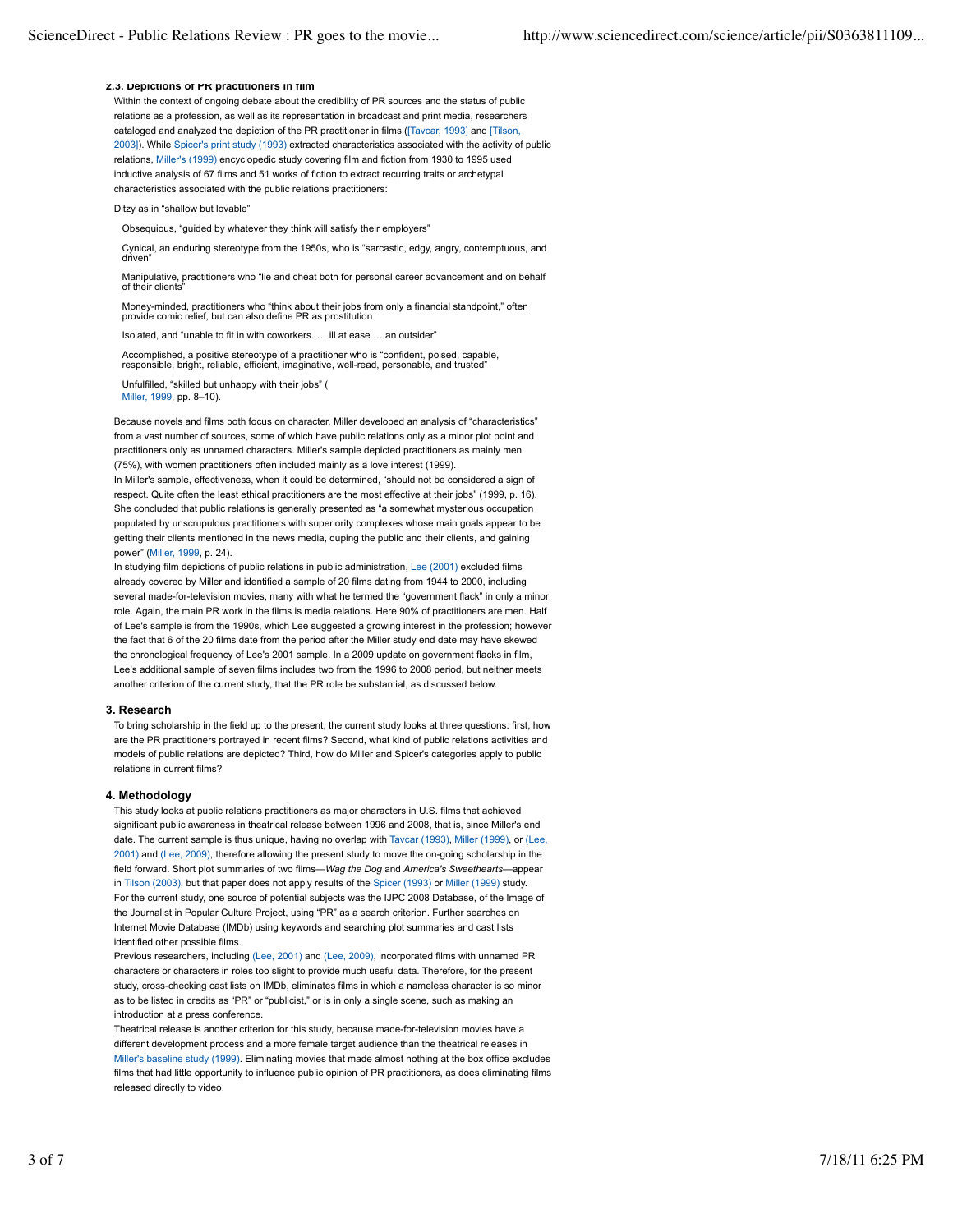### 2.3. Depictions of PR practitioners in film

Within the context of ongoing debate about the credibility of PR sources and the status of public relations as a profession, as well as its representation in broadcast and print media, researchers cataloged and analyzed the depiction of the PR practitioner in films ([Tavcar, 1993] and [Tilson, 2003]). While Spicer's print study (1993) extracted characteristics associated with the activity of public relations, Miller's (1999) encyclopedic study covering film and fiction from 1930 to 1995 used inductive analysis of 67 films and 51 works of fiction to extract recurring traits or archetypal characteristics associated with the public relations practitioners:

Ditzy as in "shallow but lovable"

Obsequious, "guided by whatever they think will satisfy their employers"

Cynical, an enduring stereotype from the 1950s, who is "sarcastic, edgy, angry, contemptuous, and driven"

Manipulative, practitioners who "lie and cheat both for personal career advancement and on behalf of their clients"

Money-minded, practitioners who "think about their jobs from only a financial standpoint," often provide comic relief, but can also define PR as prostitution

Isolated, and "unable to fit in with coworkers. … ill at ease … an outsider"

Accomplished, a positive stereotype of a practitioner who is "confident, poised, capable, responsible, bright, reliable, efficient, imaginative, well-read, personable, and trusted"

Unfulfilled, "skilled but unhappy with their jobs" (Miller, 1999, pp. 8–10).

Because novels and films both focus on character, Miller developed an analysis of "characteristics" from a vast number of sources, some of which have public relations only as a minor plot point and practitioners only as unnamed characters. Miller's sample depicted practitioners as mainly men (75%), with women practitioners often included mainly as a love interest (1999).

In Miller's sample, effectiveness, when it could be determined, "should not be considered a sign of respect. Quite often the least ethical practitioners are the most effective at their jobs" (1999, p. 16). She concluded that public relations is generally presented as "a somewhat mysterious occupation populated by unscrupulous practitioners with superiority complexes whose main goals appear to be getting their clients mentioned in the news media, duping the public and their clients, and gaining power" (Miller, 1999, p. 24).

In studying film depictions of public relations in public administration, Lee (2001) excluded films already covered by Miller and identified a sample of 20 films dating from 1944 to 2000, including several made-for-television movies, many with what he termed the "government flack" in only a minor role. Again, the main PR work in the films is media relations. Here 90% of practitioners are men. Half of Lee's sample is from the 1990s, which Lee suggested a growing interest in the profession; however the fact that 6 of the 20 films date from the period after the Miller study end date may have skewed the chronological frequency of Lee's 2001 sample. In a 2009 update on government flacks in film, Lee's additional sample of seven films includes two from the 1996 to 2008 period, but neither meets another criterion of the current study, that the PR role be substantial, as discussed below.

## 3. Research

To bring scholarship in the field up to the present, the current study looks at three questions: first, how are the PR practitioners portrayed in recent films? Second, what kind of public relations activities and models of public relations are depicted? Third, how do Miller and Spicer's categories apply to public relations in current films?

## 4. Methodology

This study looks at public relations practitioners as major characters in U.S. films that achieved significant public awareness in theatrical release between 1996 and 2008, that is, since Miller's end date. The current sample is thus unique, having no overlap with Tavcar (1993), Miller (1999), or (Lee, 2001) and (Lee, 2009), therefore allowing the present study to move the on-going scholarship in the field forward. Short plot summaries of two films—*Wag the Dog* and *America's Sweethearts*—appear in Tilson (2003), but that paper does not apply results of the Spicer (1993) or Miller (1999) study.

For the current study, one source of potential subjects was the IJPC 2008 Database, of the Image of the Journalist in Popular Culture Project, using "PR" as a search criterion. Further searches on Internet Movie Database (IMDb) using keywords and searching plot summaries and cast lists identified other possible films.

Previous researchers, including (Lee, 2001) and (Lee, 2009), incorporated films with unnamed PR characters or characters in roles too slight to provide much useful data. Therefore, for the present study, cross-checking cast lists on IMDb, eliminates films in which a nameless character is so minor as to be listed in credits as "PR" or "publicist," or is in only a single scene, such as making an introduction at a press conference.

Theatrical release is another criterion for this study, because made-for-television movies have a different development process and a more female target audience than the theatrical releases in Miller's baseline study (1999). Eliminating movies that made almost nothing at the box office excludes films that had little opportunity to influence public opinion of PR practitioners, as does eliminating films released directly to video.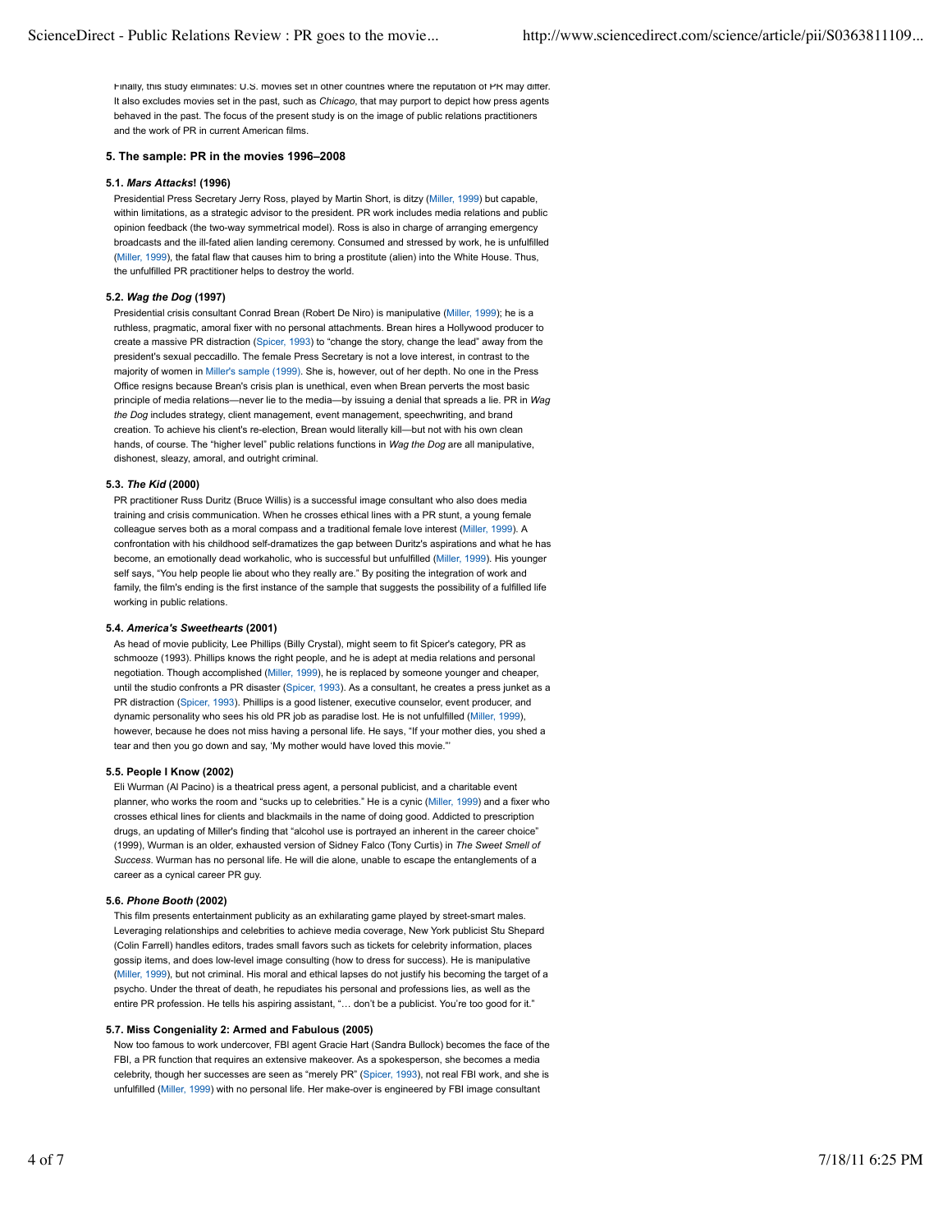Finally, this study eliminates: U.S. movies set in other countries where the reputation of PR may differ. It also excludes movies set in the past, such as *Chicago*, that may purport to depict how press agents behaved in the past. The focus of the present study is on the image of public relations practitioners and the work of PR in current American films.

## 5. The sample: PR in the movies 1996–2008

### 5.1. *Mars Attacks*! (1996)

Presidential Press Secretary Jerry Ross, played by Martin Short, is ditzy (Miller, 1999) but capable, within limitations, as a strategic advisor to the president. PR work includes media relations and public opinion feedback (the two-way symmetrical model). Ross is also in charge of arranging emergency broadcasts and the ill-fated alien landing ceremony. Consumed and stressed by work, he is unfulfilled (Miller, 1999), the fatal flaw that causes him to bring a prostitute (alien) into the White House. Thus, the unfulfilled PR practitioner helps to destroy the world.

### 5.2. *Wag the Dog* (1997)

Presidential crisis consultant Conrad Brean (Robert De Niro) is manipulative (Miller, 1999); he is a ruthless, pragmatic, amoral fixer with no personal attachments. Brean hires a Hollywood producer to create a massive PR distraction (Spicer, 1993) to "change the story, change the lead" away from the president's sexual peccadillo. The female Press Secretary is not a love interest, in contrast to the majority of women in Miller's sample (1999). She is, however, out of her depth. No one in the Press Office resigns because Brean's crisis plan is unethical, even when Brean perverts the most basic principle of media relations—never lie to the media—by issuing a denial that spreads a lie. PR in *Wag the Dog* includes strategy, client management, event management, speechwriting, and brand creation. To achieve his client's re-election, Brean would literally kill—but not with his own clean hands, of course. The "higher level" public relations functions in *Wag the Dog* are all manipulative, dishonest, sleazy, amoral, and outright criminal.

### 5.3. *The Kid* (2000)

PR practitioner Russ Duritz (Bruce Willis) is a successful image consultant who also does media training and crisis communication. When he crosses ethical lines with a PR stunt, a young female colleague serves both as a moral compass and a traditional female love interest (Miller, 1999). A confrontation with his childhood self-dramatizes the gap between Duritz's aspirations and what he has become, an emotionally dead workaholic, who is successful but unfulfilled (Miller, 1999). His younger self says, "You help people lie about who they really are." By positing the integration of work and family, the film's ending is the first instance of the sample that suggests the possibility of a fulfilled life working in public relations.

### 5.4. *America's Sweethearts* (2001)

As head of movie publicity, Lee Phillips (Billy Crystal), might seem to fit Spicer's category, PR as schmooze (1993). Phillips knows the right people, and he is adept at media relations and personal negotiation. Though accomplished (Miller, 1999), he is replaced by someone younger and cheaper, until the studio confronts a PR disaster (Spicer, 1993). As a consultant, he creates a press junket as a PR distraction (Spicer, 1993). Phillips is a good listener, executive counselor, event producer, and dynamic personality who sees his old PR job as paradise lost. He is not unfulfilled (Miller, 1999), however, because he does not miss having a personal life. He says, "If your mother dies, you shed a tear and then you go down and say, 'My mother would have loved this movie.'"

### 5.5. People I Know (2002)

Eli Wurman (Al Pacino) is a theatrical press agent, a personal publicist, and a charitable event planner, who works the room and "sucks up to celebrities." He is a cynic (Miller, 1999) and a fixer who crosses ethical lines for clients and blackmails in the name of doing good. Addicted to prescription drugs, an updating of Miller's finding that "alcohol use is portrayed an inherent in the career choice" (1999), Wurman is an older, exhausted version of Sidney Falco (Tony Curtis) in *The Sweet Smell of Success*. Wurman has no personal life. He will die alone, unable to escape the entanglements of a career as a cynical career PR guy.

### 5.6. *Phone Booth* (2002)

This film presents entertainment publicity as an exhilarating game played by street-smart males. Leveraging relationships and celebrities to achieve media coverage, New York publicist Stu Shepard (Colin Farrell) handles editors, trades small favors such as tickets for celebrity information, places gossip items, and does low-level image consulting (how to dress for success). He is manipulative (Miller, 1999), but not criminal. His moral and ethical lapses do not justify his becoming the target of a psycho. Under the threat of death, he repudiates his personal and professions lies, as well as the entire PR profession. He tells his aspiring assistant, "… don't be a publicist. You're too good for it."

### 5.7. Miss Congeniality 2: Armed and Fabulous (2005)

Now too famous to work undercover, FBI agent Gracie Hart (Sandra Bullock) becomes the face of the FBI, a PR function that requires an extensive makeover. As a spokesperson, she becomes a media celebrity, though her successes are seen as "merely PR" (Spicer, 1993), not real FBI work, and she is unfulfilled (Miller, 1999) with no personal life. Her make-over is engineered by FBI image consultant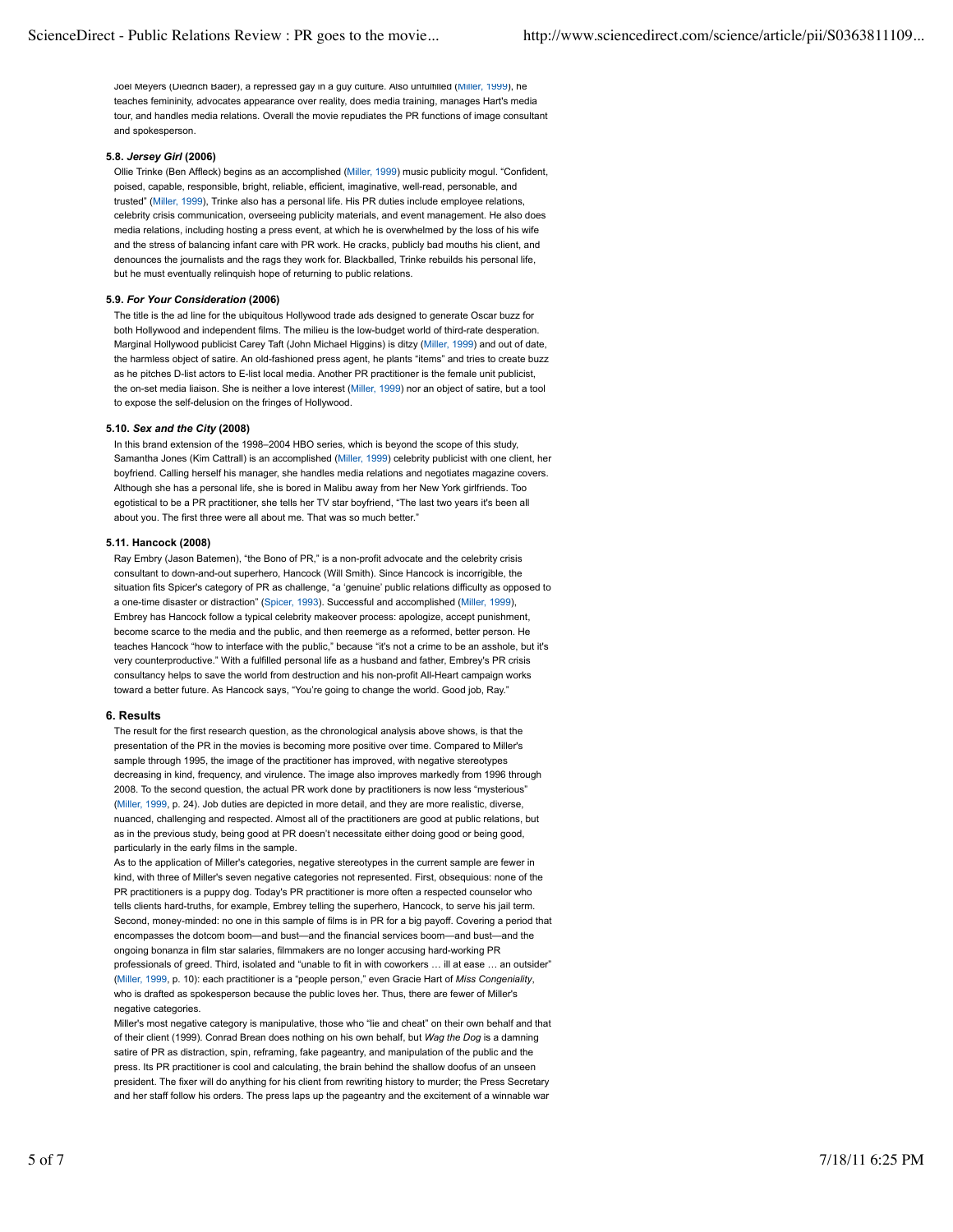Joel Meyers (Diedrich Bader), a repressed gay in a guy culture. Also unfulfilled (Miller, 1999), he teaches femininity, advocates appearance over reality, does media training, manages Hart's media tour, and handles media relations. Overall the movie repudiates the PR functions of image consultant and spokesperson.

### 5.8. *Jersey Girl* (2006)

Ollie Trinke (Ben Affleck) begins as an accomplished (Miller, 1999) music publicity mogul. "Confident, poised, capable, responsible, bright, reliable, efficient, imaginative, well-read, personable, and trusted" (Miller, 1999), Trinke also has a personal life. His PR duties include employee relations, celebrity crisis communication, overseeing publicity materials, and event management. He also does media relations, including hosting a press event, at which he is overwhelmed by the loss of his wife and the stress of balancing infant care with PR work. He cracks, publicly bad mouths his client, and denounces the journalists and the rags they work for. Blackballed, Trinke rebuilds his personal life, but he must eventually relinquish hope of returning to public relations.

### 5.9. *For Your Consideration* (2006)

The title is the ad line for the ubiquitous Hollywood trade ads designed to generate Oscar buzz for both Hollywood and independent films. The milieu is the low-budget world of third-rate desperation. Marginal Hollywood publicist Carey Taft (John Michael Higgins) is ditzy (Miller, 1999) and out of date, the harmless object of satire. An old-fashioned press agent, he plants "items" and tries to create buzz as he pitches D-list actors to E-list local media. Another PR practitioner is the female unit publicist, the on-set media liaison. She is neither a love interest (Miller, 1999) nor an object of satire, but a tool to expose the self-delusion on the fringes of Hollywood.

### 5.10. *Sex and the City* (2008)

In this brand extension of the 1998–2004 HBO series, which is beyond the scope of this study, Samantha Jones (Kim Cattrall) is an accomplished (Miller, 1999) celebrity publicist with one client, her boyfriend. Calling herself his manager, she handles media relations and negotiates magazine covers. Although she has a personal life, she is bored in Malibu away from her New York girlfriends. Too egotistical to be a PR practitioner, she tells her TV star boyfriend, "The last two years it's been all about you. The first three were all about me. That was so much better."

### 5.11. Hancock (2008)

Ray Embry (Jason Batemen), "the Bono of PR," is a non-profit advocate and the celebrity crisis consultant to down-and-out superhero, Hancock (Will Smith). Since Hancock is incorrigible, the situation fits Spicer's category of PR as challenge, "a 'genuine' public relations difficulty as opposed to a one-time disaster or distraction" (Spicer, 1993). Successful and accomplished (Miller, 1999), Embrey has Hancock follow a typical celebrity makeover process: apologize, accept punishment, become scarce to the media and the public, and then reemerge as a reformed, better person. He teaches Hancock "how to interface with the public," because "it's not a crime to be an asshole, but it's very counterproductive." With a fulfilled personal life as a husband and father, Embrey's PR crisis consultancy helps to save the world from destruction and his non-profit All-Heart campaign works toward a better future. As Hancock says, "You're going to change the world. Good job, Ray."

## 6. Results

The result for the first research question, as the chronological analysis above shows, is that the presentation of the PR in the movies is becoming more positive over time. Compared to Miller's sample through 1995, the image of the practitioner has improved, with negative stereotypes decreasing in kind, frequency, and virulence. The image also improves markedly from 1996 through 2008. To the second question, the actual PR work done by practitioners is now less "mysterious" (Miller, 1999, p. 24). Job duties are depicted in more detail, and they are more realistic, diverse, nuanced, challenging and respected. Almost all of the practitioners are good at public relations, but as in the previous study, being good at PR doesn't necessitate either doing good or being good, particularly in the early films in the sample.

As to the application of Miller's categories, negative stereotypes in the current sample are fewer in kind, with three of Miller's seven negative categories not represented. First, obsequious: none of the PR practitioners is a puppy dog. Today's PR practitioner is more often a respected counselor who tells clients hard-truths, for example, Embrey telling the superhero, Hancock, to serve his jail term. Second, money-minded: no one in this sample of films is in PR for a big payoff. Covering a period that encompasses the dotcom boom—and bust—and the financial services boom—and bust—and the ongoing bonanza in film star salaries, filmmakers are no longer accusing hard-working PR professionals of greed. Third, isolated and "unable to fit in with coworkers … ill at ease … an outsider" (Miller, 1999, p. 10): each practitioner is a "people person," even Gracie Hart of *Miss Congeniality*, who is drafted as spokesperson because the public loves her. Thus, there are fewer of Miller's negative categories.

Miller's most negative category is manipulative, those who "lie and cheat" on their own behalf and that of their client (1999). Conrad Brean does nothing on his own behalf, but *Wag the Dog* is a damning satire of PR as distraction, spin, reframing, fake pageantry, and manipulation of the public and the press. Its PR practitioner is cool and calculating, the brain behind the shallow doofus of an unseen president. The fixer will do anything for his client from rewriting history to murder; the Press Secretary and her staff follow his orders. The press laps up the pageantry and the excitement of a winnable war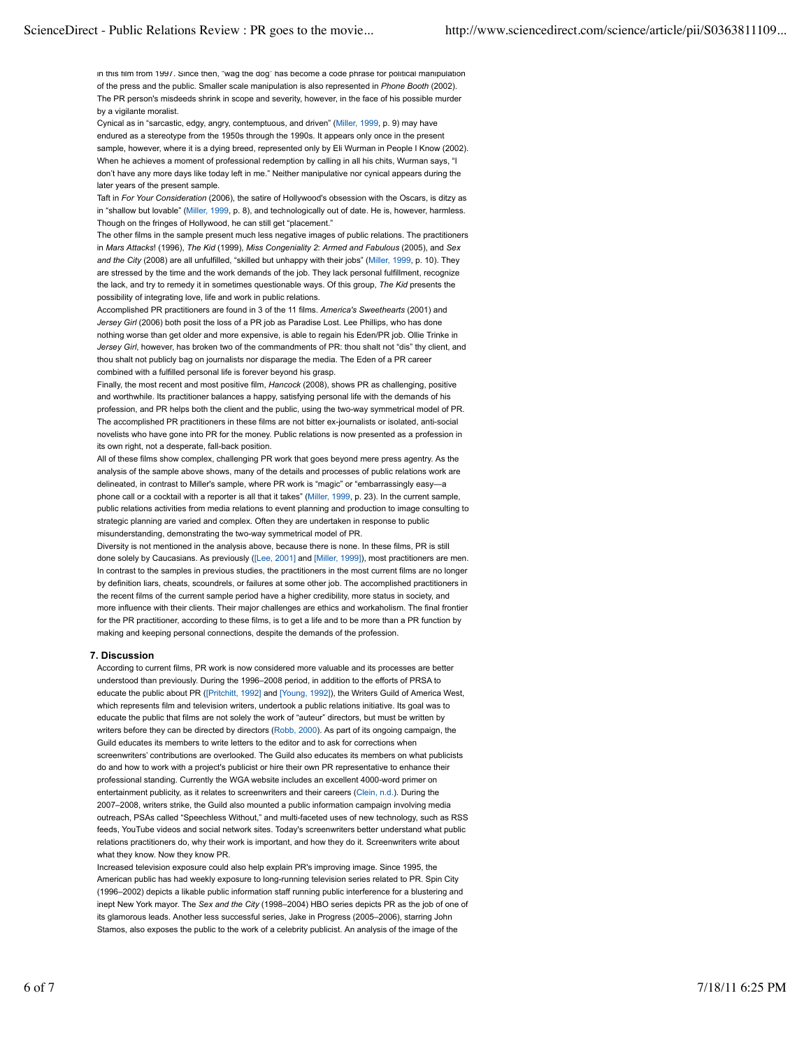in this film from 1997. Since then, "wag the dog" has become a code phrase for political manipulation of the press and the public. Smaller scale manipulation is also represented in *Phone Booth* (2002). The PR person's misdeeds shrink in scope and severity, however, in the face of his possible murder by a vigilante moralist.

Cynical as in "sarcastic, edgy, angry, contemptuous, and driven" (Miller, 1999, p. 9) may have endured as a stereotype from the 1950s through the 1990s. It appears only once in the present sample, however, where it is a dying breed, represented only by Eli Wurman in People I Know (2002). When he achieves a moment of professional redemption by calling in all his chits, Wurman says, "I don't have any more days like today left in me." Neither manipulative nor cynical appears during the later years of the present sample.

Taft in *For Your Consideration* (2006), the satire of Hollywood's obsession with the Oscars, is ditzy as in "shallow but lovable" (Miller, 1999, p. 8), and technologically out of date. He is, however, harmless. Though on the fringes of Hollywood, he can still get "placement."

The other films in the sample present much less negative images of public relations. The practitioners in *Mars Attacks*! (1996), *The Kid* (1999), *Miss Congeniality 2*: *Armed and Fabulous* (2005), and *Sex and the City* (2008) are all unfulfilled, "skilled but unhappy with their jobs" (Miller, 1999, p. 10). They are stressed by the time and the work demands of the job. They lack personal fulfillment, recognize the lack, and try to remedy it in sometimes questionable ways. Of this group, *The Kid* presents the possibility of integrating love, life and work in public relations.

Accomplished PR practitioners are found in 3 of the 11 films. *America's Sweethearts* (2001) and *Jersey Girl* (2006) both posit the loss of a PR job as Paradise Lost. Lee Phillips, who has done nothing worse than get older and more expensive, is able to regain his Eden/PR job. Ollie Trinke in *Jersey Girl*, however, has broken two of the commandments of PR: thou shalt not "dis" thy client, and thou shalt not publicly bag on journalists nor disparage the media. The Eden of a PR career combined with a fulfilled personal life is forever beyond his grasp.

Finally, the most recent and most positive film, *Hancock* (2008), shows PR as challenging, positive and worthwhile. Its practitioner balances a happy, satisfying personal life with the demands of his profession, and PR helps both the client and the public, using the two-way symmetrical model of PR. The accomplished PR practitioners in these films are not bitter ex-journalists or isolated, anti-social novelists who have gone into PR for the money. Public relations is now presented as a profession in its own right, not a desperate, fall-back position.

All of these films show complex, challenging PR work that goes beyond mere press agentry. As the analysis of the sample above shows, many of the details and processes of public relations work are delineated, in contrast to Miller's sample, where PR work is "magic" or "embarrassingly easy—a phone call or a cocktail with a reporter is all that it takes" (Miller, 1999, p. 23). In the current sample, public relations activities from media relations to event planning and production to image consulting to strategic planning are varied and complex. Often they are undertaken in response to public misunderstanding, demonstrating the two-way symmetrical model of PR.

Diversity is not mentioned in the analysis above, because there is none. In these films, PR is still done solely by Caucasians. As previously ([Lee, 2001] and [Miller, 1999]), most practitioners are men. In contrast to the samples in previous studies, the practitioners in the most current films are no longer by definition liars, cheats, scoundrels, or failures at some other job. The accomplished practitioners in the recent films of the current sample period have a higher credibility, more status in society, and more influence with their clients. Their major challenges are ethics and workaholism. The final frontier for the PR practitioner, according to these films, is to get a life and to be more than a PR function by making and keeping personal connections, despite the demands of the profession.

## 7. Discussion

According to current films, PR work is now considered more valuable and its processes are better understood than previously. During the 1996–2008 period, in addition to the efforts of PRSA to educate the public about PR ([Pritchitt, 1992] and [Young, 1992]), the Writers Guild of America West, which represents film and television writers, undertook a public relations initiative. Its goal was to educate the public that films are not solely the work of "auteur" directors, but must be written by writers before they can be directed by directors (Robb, 2000). As part of its ongoing campaign, the Guild educates its members to write letters to the editor and to ask for corrections when screenwriters' contributions are overlooked. The Guild also educates its members on what publicists do and how to work with a project's publicist or hire their own PR representative to enhance their professional standing. Currently the WGA website includes an excellent 4000-word primer on entertainment publicity, as it relates to screenwriters and their careers (Clein, n.d.). During the 2007–2008, writers strike, the Guild also mounted a public information campaign involving media outreach, PSAs called "Speechless Without," and multi-faceted uses of new technology, such as RSS feeds, YouTube videos and social network sites. Today's screenwriters better understand what public relations practitioners do, why their work is important, and how they do it. Screenwriters write about what they know. Now they know PR.

Increased television exposure could also help explain PR's improving image. Since 1995, the American public has had weekly exposure to long-running television series related to PR. Spin City (1996–2002) depicts a likable public information staff running public interference for a blustering and inept New York mayor. The *Sex and the City* (1998–2004) HBO series depicts PR as the job of one of its glamorous leads. Another less successful series, Jake in Progress (2005–2006), starring John Stamos, also exposes the public to the work of a celebrity publicist. An analysis of the image of the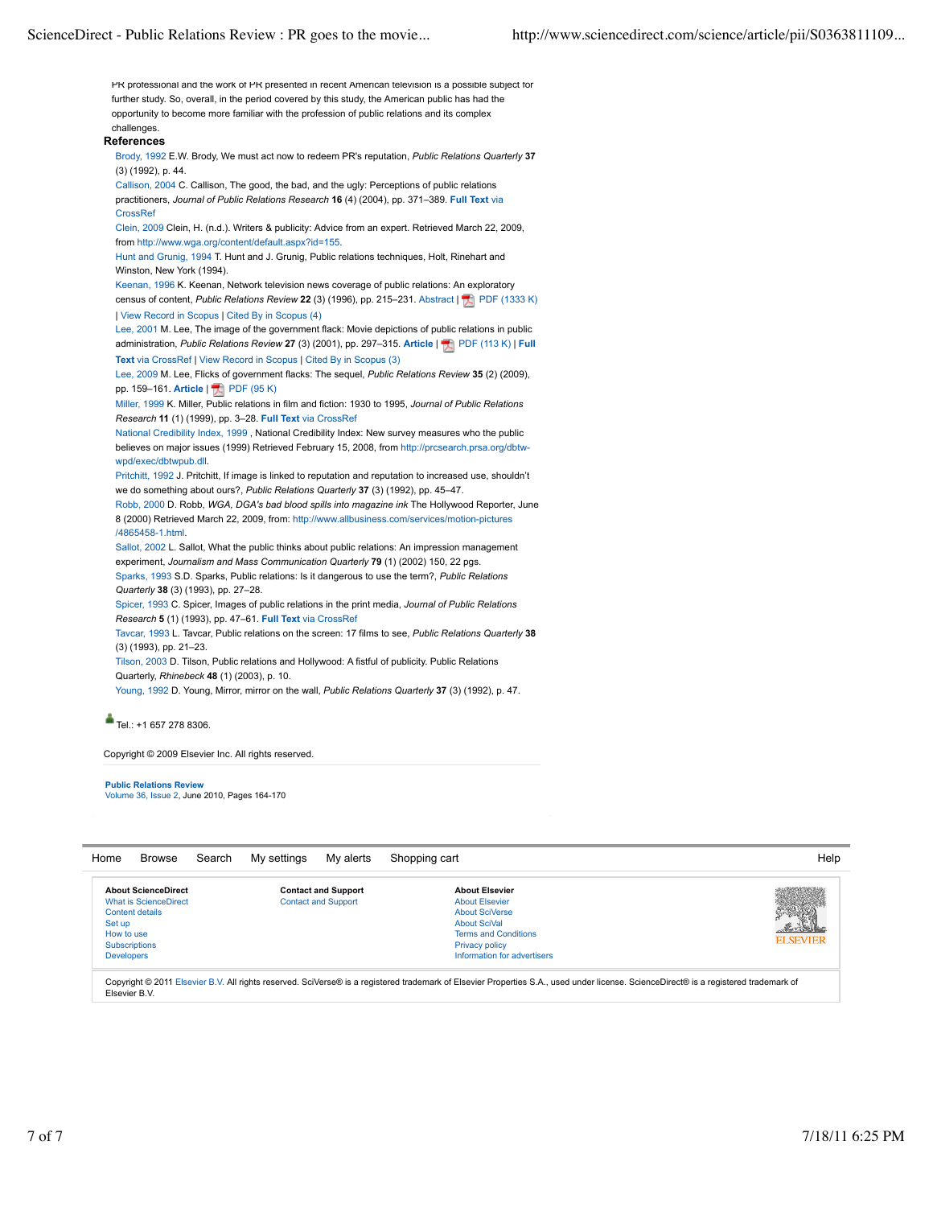PR professional and the work of PR presented in recent American television is a possible subject for further study. So, overall, in the period covered by this study, the American public has had the opportunity to become more familiar with the profession of public relations and its complex challenges.

## References

Brody, 1992 E.W. Brody, We must act now to redeem PR's reputation, *Public Relations Quarterly* **37** (3) (1992), p. 44.

Callison, 2004 C. Callison, The good, the bad, and the ugly: Perceptions of public relations practitioners, *Journal of Public Relations Research* **16** (4) (2004), pp. 371–389. **Full Text** via CrossRef

Clein, 2009 Clein, H. (n.d.). Writers & publicity: Advice from an expert. Retrieved March 22, 2009, from http://www.wga.org/content/default.aspx?id=155.

Hunt and Grunig, 1994 T. Hunt and J. Grunig, Public relations techniques, Holt, Rinehart and Winston, New York (1994).

Keenan, 1996 K. Keenan, Network television news coverage of public relations: An exploratory census of content, *Public Relations Review* **22** (3) (1996), pp. 215–231. Abstract | PDF (1333 K) | View Record in Scopus | Cited By in Scopus (4)

Lee, 2001 M. Lee, The image of the government flack: Movie depictions of public relations in public administration, *Public Relations Review* **27** (3) (2001), pp. 297–315. **Article** | PDF (113 K) | **Full Text** via CrossRef | View Record in Scopus | Cited By in Scopus (3)

Lee, 2009 M. Lee, Flicks of government flacks: The sequel, *Public Relations Review* **35** (2) (2009), pp. 159–161. **Article** | PDF (95 K)

Miller, 1999 K. Miller, Public relations in film and fiction: 1930 to 1995, *Journal of Public Relations Research* **11** (1) (1999), pp. 3–28. **Full Text** via CrossRef

National Credibility Index, 1999 , National Credibility Index: New survey measures who the public believes on major issues (1999) Retrieved February 15, 2008, from http://prcsearch.prsa.org/dbtw-wpd/exec/dbtwpub.dll.

Pritchitt, 1992 J. Pritchitt, If image is linked to reputation and reputation to increased use, shouldn't we do something about ours?, *Public Relations Quarterly* **37** (3) (1992), pp. 45–47.

Robb, 2000 D. Robb, *WGA, DGA's bad blood spills into magazine ink* The Hollywood Reporter, June 8 (2000) Retrieved March 22, 2009, from: http://www.allbusiness.com/services/motion-pictures/4865458-1.html.

Sallot, 2002 L. Sallot, What the public thinks about public relations: An impression management experiment, *Journalism and Mass Communication Quarterly* **79** (1) (2002) 150, 22 pgs.

Sparks, 1993 S.D. Sparks, Public relations: Is it dangerous to use the term?, *Public Relations Quarterly* **38** (3) (1993), pp. 27–28.

Spicer, 1993 C. Spicer, Images of public relations in the print media, *Journal of Public Relations Research* **5** (1) (1993), pp. 47–61. **Full Text** via CrossRef

Tavcar, 1993 L. Tavcar, Public relations on the screen: 17 films to see, *Public Relations Quarterly* **38** (3) (1993), pp. 21–23.

Tilson, 2003 D. Tilson, Public relations and Hollywood: A fistful of publicity. Public Relations Quarterly, *Rhinebeck* **48** (1) (2003), p. 10.

Young, 1992 D. Young, Mirror, mirror on the wall, *Public Relations Quarterly* **37** (3) (1992), p. 47.

Tel.: +1 657 278 8306.

Copyright © 2009 Elsevier Inc. All rights reserved.

**Public Relations Review**
Volume 36, Issue 2, June 2010, Pages 164-170

Home Browse Search My settings My alerts Shopping cart Help

**About ScienceDirect**
What is ScienceDirect
Content details
Set up
How to use
Subscriptions
Developers

**Contact and Support**
Contact and Support

**About Elsevier**
About Elsevier
About SciVerse
About SciVal
Terms and Conditions
Privacy policy
Information for advertisers

Copyright © 2011 Elsevier B.V. All rights reserved. SciVerse® is a registered trademark of Elsevier Properties S.A., used under license. ScienceDirect® is a registered trademark of Elsevier B.V.